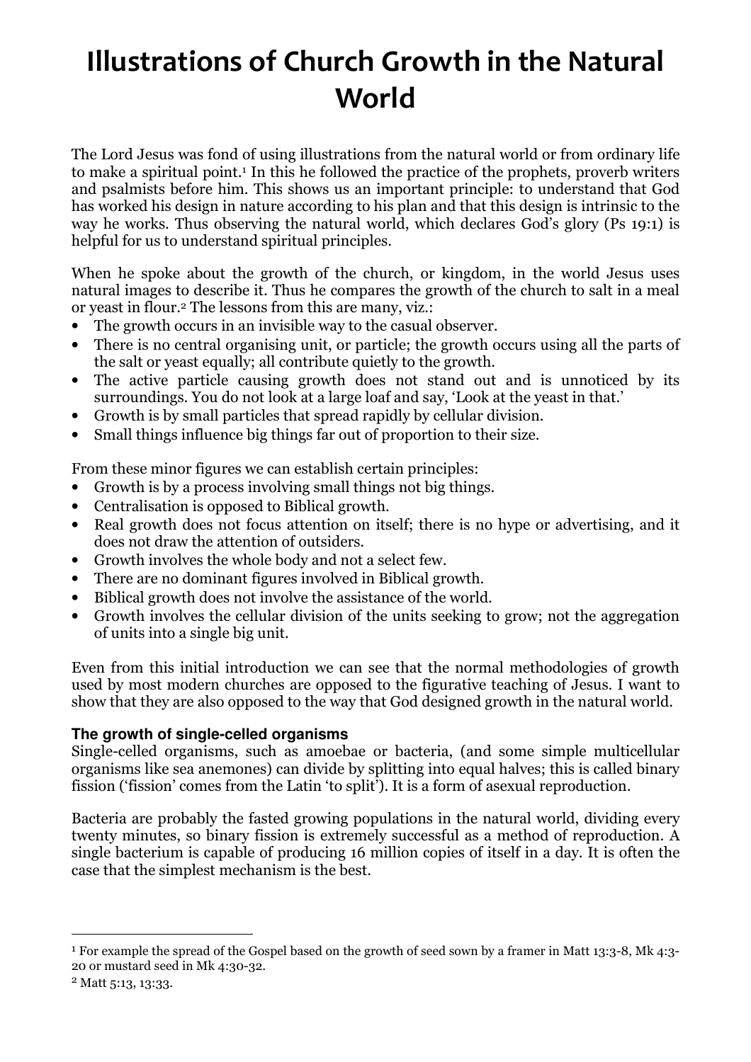# Illustrations of Church Growth in the Natural World

The Lord Jesus was fond of using illustrations from the natural world or from ordinary life to make a spiritual point.[1] In this he followed the practice of the prophets, proverb writers and psalmists before him. This shows us an important principle: to understand that God has worked his design in nature according to his plan and that this design is intrinsic to the way he works. Thus observing the natural world, which declares God's glory (Ps 19:1) is helpful for us to understand spiritual principles.

When he spoke about the growth of the church, or kingdom, in the world Jesus uses natural images to describe it. Thus he compares the growth of the church to salt in a meal or yeast in flour.[2] The lessons from this are many, viz.:

- The growth occurs in an invisible way to the casual observer.
- There is no central organising unit, or particle; the growth occurs using all the parts of the salt or yeast equally; all contribute quietly to the growth.
- The active particle causing growth does not stand out and is unnoticed by its surroundings. You do not look at a large loaf and say, 'Look at the yeast in that.'
- Growth is by small particles that spread rapidly by cellular division.
- Small things influence big things far out of proportion to their size.

From these minor figures we can establish certain principles:

- Growth is by a process involving small things not big things.
- Centralisation is opposed to Biblical growth.
- Real growth does not focus attention on itself; there is no hype or advertising, and it does not draw the attention of outsiders.
- Growth involves the whole body and not a select few.
- There are no dominant figures involved in Biblical growth.
- Biblical growth does not involve the assistance of the world.
- Growth involves the cellular division of the units seeking to grow; not the aggregation of units into a single big unit.

Even from this initial introduction we can see that the normal methodologies of growth used by most modern churches are opposed to the figurative teaching of Jesus. I want to show that they are also opposed to the way that God designed growth in the natural world.

### The growth of single-celled organisms

Single-celled organisms, such as amoebae or bacteria, (and some simple multicellular organisms like sea anemones) can divide by splitting into equal halves; this is called binary fission ('fission' comes from the Latin 'to split'). It is a form of asexual reproduction.

Bacteria are probably the fasted growing populations in the natural world, dividing every twenty minutes, so binary fission is extremely successful as a method of reproduction. A single bacterium is capable of producing 16 million copies of itself in a day. It is often the case that the simplest mechanism is the best.

---

[1] For example the spread of the Gospel based on the growth of seed sown by a framer in Matt 13:3-8, Mk 4:3-20 or mustard seed in Mk 4:30-32.

[2] Matt 5:13, 13:33.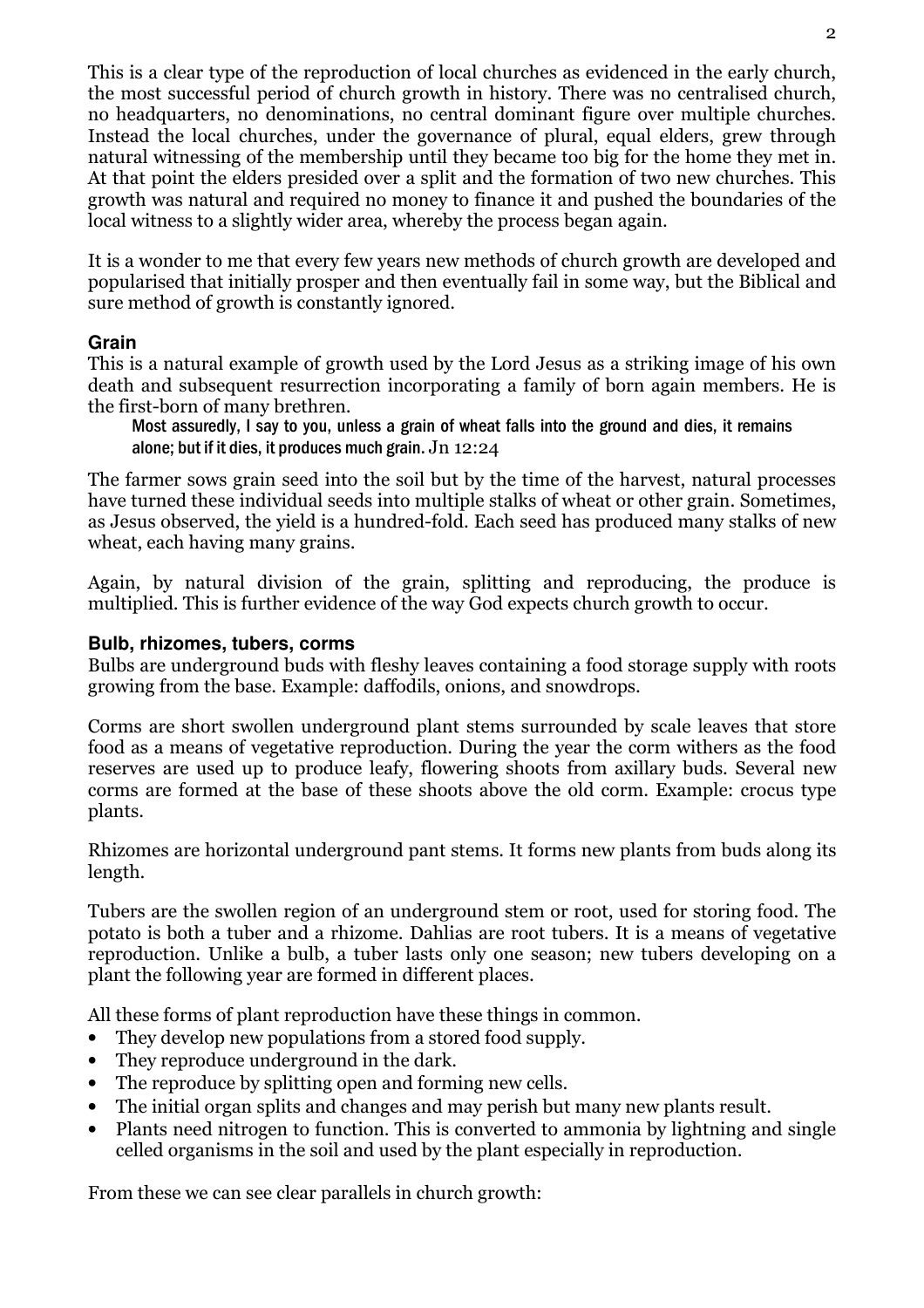This is a clear type of the reproduction of local churches as evidenced in the early church, the most successful period of church growth in history. There was no centralised church, no headquarters, no denominations, no central dominant figure over multiple churches. Instead the local churches, under the governance of plural, equal elders, grew through natural witnessing of the membership until they became too big for the home they met in. At that point the elders presided over a split and the formation of two new churches. This growth was natural and required no money to finance it and pushed the boundaries of the local witness to a slightly wider area, whereby the process began again.

It is a wonder to me that every few years new methods of church growth are developed and popularised that initially prosper and then eventually fail in some way, but the Biblical and sure method of growth is constantly ignored.

### Grain

This is a natural example of growth used by the Lord Jesus as a striking image of his own death and subsequent resurrection incorporating a family of born again members. He is the first-born of many brethren.

> Most assuredly, I say to you, unless a grain of wheat falls into the ground and dies, it remains alone; but if it dies, it produces much grain. Jn 12:24

The farmer sows grain seed into the soil but by the time of the harvest, natural processes have turned these individual seeds into multiple stalks of wheat or other grain. Sometimes, as Jesus observed, the yield is a hundred-fold. Each seed has produced many stalks of new wheat, each having many grains.

Again, by natural division of the grain, splitting and reproducing, the produce is multiplied. This is further evidence of the way God expects church growth to occur.

### Bulb, rhizomes, tubers, corms

Bulbs are underground buds with fleshy leaves containing a food storage supply with roots growing from the base. Example: daffodils, onions, and snowdrops.

Corms are short swollen underground plant stems surrounded by scale leaves that store food as a means of vegetative reproduction. During the year the corm withers as the food reserves are used up to produce leafy, flowering shoots from axillary buds. Several new corms are formed at the base of these shoots above the old corm. Example: crocus type plants.

Rhizomes are horizontal underground pant stems. It forms new plants from buds along its length.

Tubers are the swollen region of an underground stem or root, used for storing food. The potato is both a tuber and a rhizome. Dahlias are root tubers. It is a means of vegetative reproduction. Unlike a bulb, a tuber lasts only one season; new tubers developing on a plant the following year are formed in different places.

All these forms of plant reproduction have these things in common.

- They develop new populations from a stored food supply.
- They reproduce underground in the dark.
- The reproduce by splitting open and forming new cells.
- The initial organ splits and changes and may perish but many new plants result.
- Plants need nitrogen to function. This is converted to ammonia by lightning and single celled organisms in the soil and used by the plant especially in reproduction.

From these we can see clear parallels in church growth: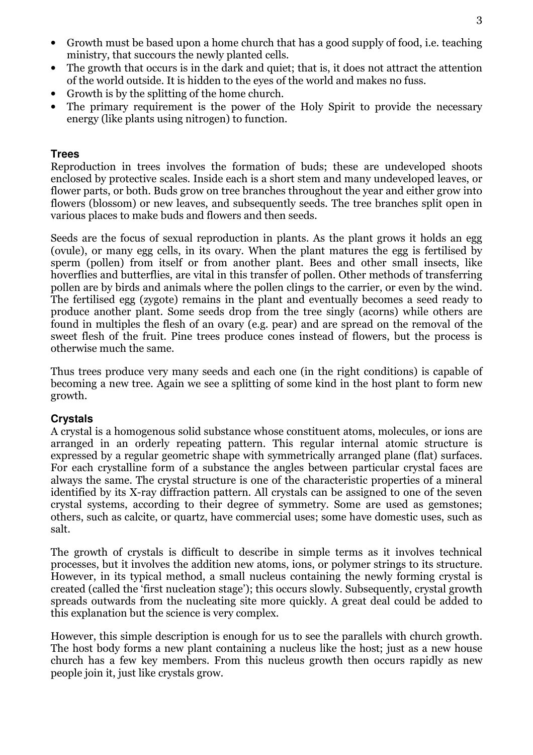- Growth must be based upon a home church that has a good supply of food, i.e. teaching ministry, that succours the newly planted cells.
- The growth that occurs is in the dark and quiet; that is, it does not attract the attention of the world outside. It is hidden to the eyes of the world and makes no fuss.
- Growth is by the splitting of the home church.
- The primary requirement is the power of the Holy Spirit to provide the necessary energy (like plants using nitrogen) to function.

### Trees

Reproduction in trees involves the formation of buds; these are undeveloped shoots enclosed by protective scales. Inside each is a short stem and many undeveloped leaves, or flower parts, or both. Buds grow on tree branches throughout the year and either grow into flowers (blossom) or new leaves, and subsequently seeds. The tree branches split open in various places to make buds and flowers and then seeds.

Seeds are the focus of sexual reproduction in plants. As the plant grows it holds an egg (ovule), or many egg cells, in its ovary. When the plant matures the egg is fertilised by sperm (pollen) from itself or from another plant. Bees and other small insects, like hoverflies and butterflies, are vital in this transfer of pollen. Other methods of transferring pollen are by birds and animals where the pollen clings to the carrier, or even by the wind. The fertilised egg (zygote) remains in the plant and eventually becomes a seed ready to produce another plant. Some seeds drop from the tree singly (acorns) while others are found in multiples the flesh of an ovary (e.g. pear) and are spread on the removal of the sweet flesh of the fruit. Pine trees produce cones instead of flowers, but the process is otherwise much the same.

Thus trees produce very many seeds and each one (in the right conditions) is capable of becoming a new tree. Again we see a splitting of some kind in the host plant to form new growth.

### Crystals

A crystal is a homogenous solid substance whose constituent atoms, molecules, or ions are arranged in an orderly repeating pattern. This regular internal atomic structure is expressed by a regular geometric shape with symmetrically arranged plane (flat) surfaces. For each crystalline form of a substance the angles between particular crystal faces are always the same. The crystal structure is one of the characteristic properties of a mineral identified by its X-ray diffraction pattern. All crystals can be assigned to one of the seven crystal systems, according to their degree of symmetry. Some are used as gemstones; others, such as calcite, or quartz, have commercial uses; some have domestic uses, such as salt.

The growth of crystals is difficult to describe in simple terms as it involves technical processes, but it involves the addition new atoms, ions, or polymer strings to its structure. However, in its typical method, a small nucleus containing the newly forming crystal is created (called the 'first nucleation stage'); this occurs slowly. Subsequently, crystal growth spreads outwards from the nucleating site more quickly. A great deal could be added to this explanation but the science is very complex.

However, this simple description is enough for us to see the parallels with church growth. The host body forms a new plant containing a nucleus like the host; just as a new house church has a few key members. From this nucleus growth then occurs rapidly as new people join it, just like crystals grow.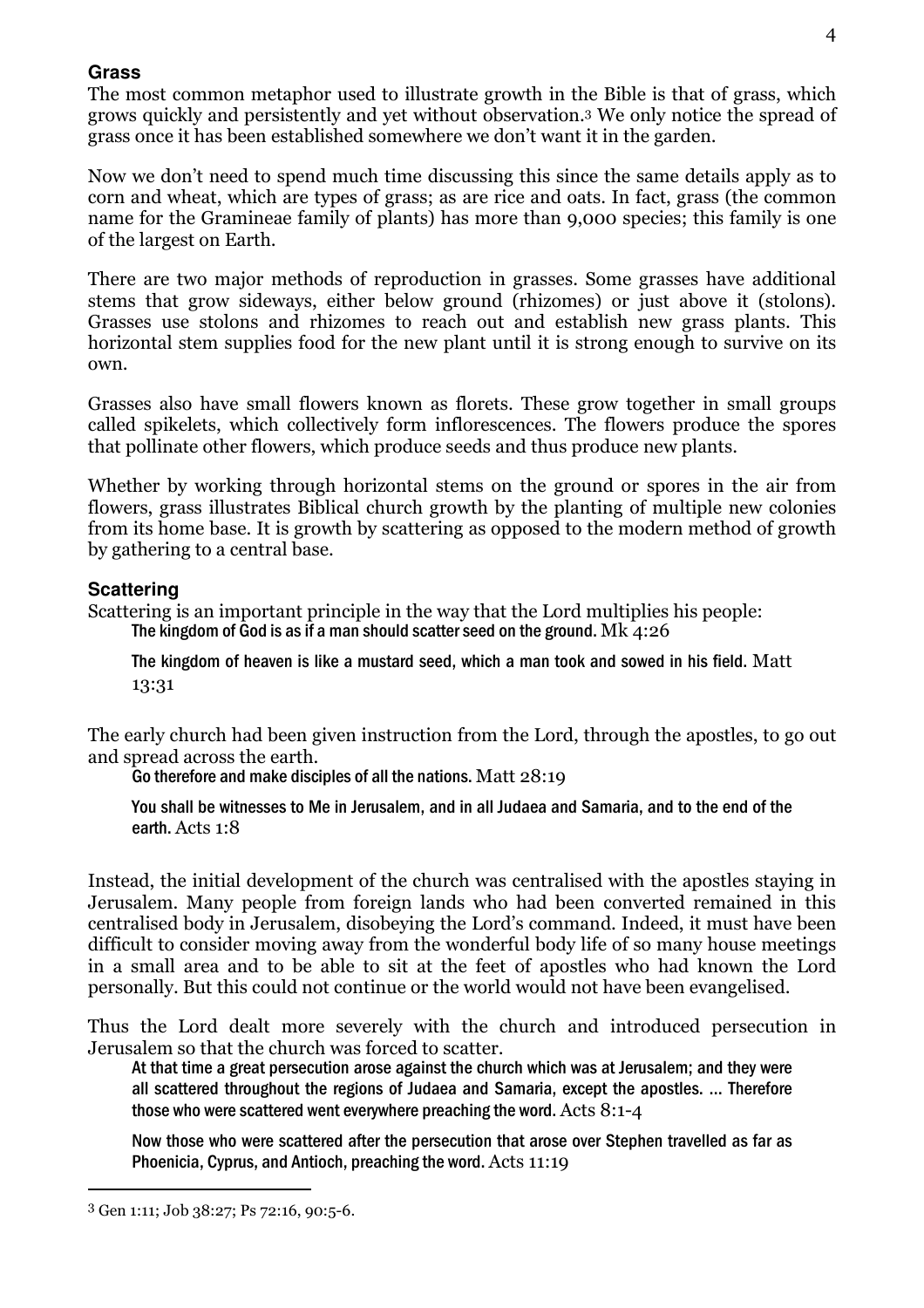## Grass

The most common metaphor used to illustrate growth in the Bible is that of grass, which grows quickly and persistently and yet without observation.[3] We only notice the spread of grass once it has been established somewhere we don't want it in the garden.

Now we don't need to spend much time discussing this since the same details apply as to corn and wheat, which are types of grass; as are rice and oats. In fact, grass (the common name for the Gramineae family of plants) has more than 9,000 species; this family is one of the largest on Earth.

There are two major methods of reproduction in grasses. Some grasses have additional stems that grow sideways, either below ground (rhizomes) or just above it (stolons). Grasses use stolons and rhizomes to reach out and establish new grass plants. This horizontal stem supplies food for the new plant until it is strong enough to survive on its own.

Grasses also have small flowers known as florets. These grow together in small groups called spikelets, which collectively form inflorescences. The flowers produce the spores that pollinate other flowers, which produce seeds and thus produce new plants.

Whether by working through horizontal stems on the ground or spores in the air from flowers, grass illustrates Biblical church growth by the planting of multiple new colonies from its home base. It is growth by scattering as opposed to the modern method of growth by gathering to a central base.

## Scattering

Scattering is an important principle in the way that the Lord multiplies his people:

> The kingdom of God is as if a man should scatter seed on the ground. Mk 4:26

> The kingdom of heaven is like a mustard seed, which a man took and sowed in his field. Matt 13:31

The early church had been given instruction from the Lord, through the apostles, to go out and spread across the earth.

> Go therefore and make disciples of all the nations. Matt 28:19

> You shall be witnesses to Me in Jerusalem, and in all Judaea and Samaria, and to the end of the earth. Acts 1:8

Instead, the initial development of the church was centralised with the apostles staying in Jerusalem. Many people from foreign lands who had been converted remained in this centralised body in Jerusalem, disobeying the Lord's command. Indeed, it must have been difficult to consider moving away from the wonderful body life of so many house meetings in a small area and to be able to sit at the feet of apostles who had known the Lord personally. But this could not continue or the world would not have been evangelised.

Thus the Lord dealt more severely with the church and introduced persecution in Jerusalem so that the church was forced to scatter.

> At that time a great persecution arose against the church which was at Jerusalem; and they were all scattered throughout the regions of Judaea and Samaria, except the apostles. … Therefore those who were scattered went everywhere preaching the word. Acts 8:1-4

> Now those who were scattered after the persecution that arose over Stephen travelled as far as Phoenicia, Cyprus, and Antioch, preaching the word. Acts 11:19

---

[3] Gen 1:11; Job 38:27; Ps 72:16, 90:5-6.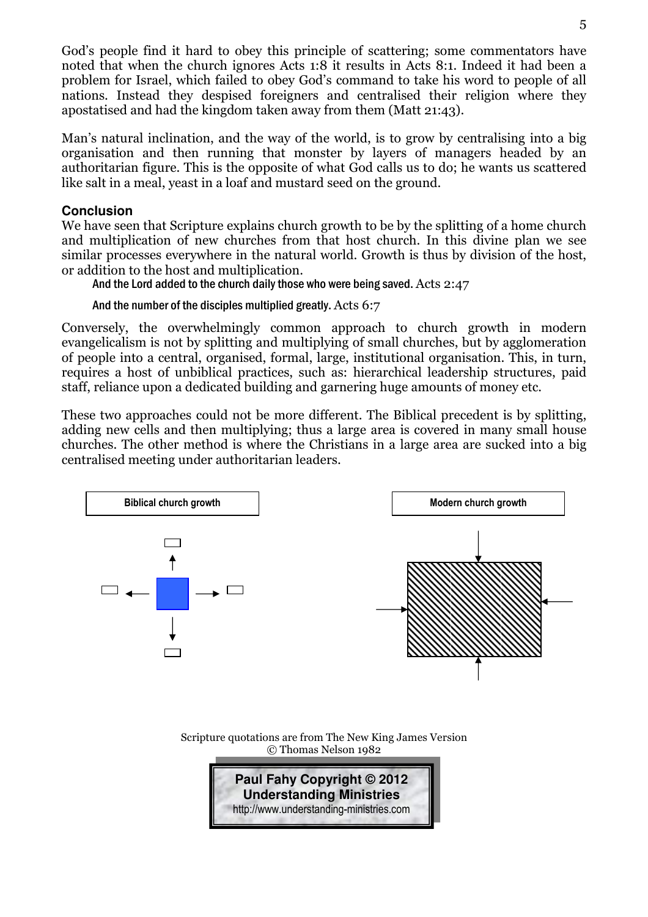God's people find it hard to obey this principle of scattering; some commentators have noted that when the church ignores Acts 1:8 it results in Acts 8:1. Indeed it had been a problem for Israel, which failed to obey God's command to take his word to people of all nations. Instead they despised foreigners and centralised their religion where they apostatised and had the kingdom taken away from them (Matt 21:43).

Man's natural inclination, and the way of the world, is to grow by centralising into a big organisation and then running that monster by layers of managers headed by an authoritarian figure. This is the opposite of what God calls us to do; he wants us scattered like salt in a meal, yeast in a loaf and mustard seed on the ground.

### Conclusion

We have seen that Scripture explains church growth to be by the splitting of a home church and multiplication of new churches from that host church. In this divine plan we see similar processes everywhere in the natural world. Growth is thus by division of the host, or addition to the host and multiplication.

> **And the Lord added to the church daily those who were being saved.** Acts 2:47

> **And the number of the disciples multiplied greatly.** Acts 6:7

Conversely, the overwhelmingly common approach to church growth in modern evangelicalism is not by splitting and multiplying of small churches, but by agglomeration of people into a central, organised, formal, large, institutional organisation. This, in turn, requires a host of unbiblical practices, such as: hierarchical leadership structures, paid staff, reliance upon a dedicated building and garnering huge amounts of money etc.

These two approaches could not be more different. The Biblical precedent is by splitting, adding new cells and then multiplying; thus a large area is covered in many small house churches. The other method is where the Christians in a large area are sucked into a big centralised meeting under authoritarian leaders.

**Biblical church growth**

**Modern church growth**

Scripture quotations are from The New King James Version
© Thomas Nelson 1982

**Paul Fahy Copyright © 2012**
**Understanding Ministries**
http://www.understanding-ministries.com